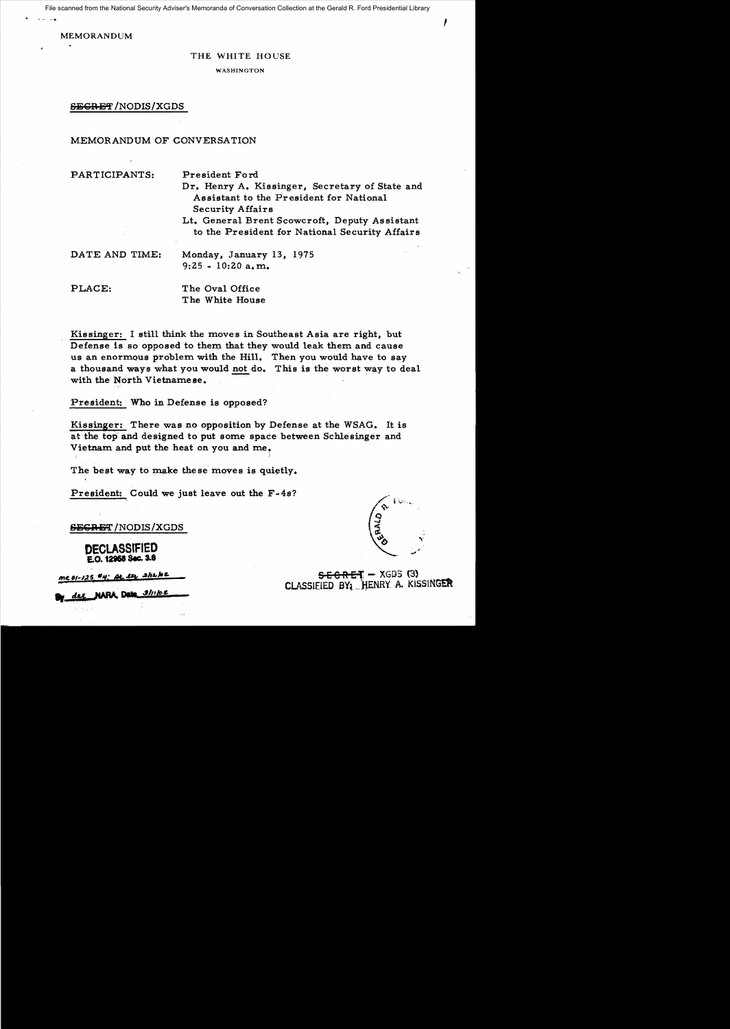File scanned from the National Security Adviser's Memoranda of Conversation Collection at the Gerald R. Ford Presidential Library

MEMORANDUM

THE WHITE HOUSE

WASHINGTON

~~SECRET~~/NODIS/XGDS

MEMORANDUM OF CONVERSATION

PARTICIPANTS: President Ford
Dr. Henry A. Kissinger, Secretary of State and Assistant to the President for National Security Affairs
Lt. General Brent Scowcroft, Deputy Assistant to the President for National Security Affairs

DATE AND TIME: Monday, January 13, 1975
9:25 - 10:20 a.m.

PLACE: The Oval Office
The White House

Kissinger: I still think the moves in Southeast Asia are right, but Defense is so opposed to them that they would leak them and cause us an enormous problem with the Hill. Then you would have to say a thousand ways what you would not do. This is the worst way to deal with the North Vietnamese.

President: Who in Defense is opposed?

Kissinger: There was no opposition by Defense at the WSAG. It is at the top and designed to put some space between Schlesinger and Vietnam and put the heat on you and me.

The best way to make these moves is quietly.

President: Could we just leave out the F-4s?

~~SECRET~~/NODIS/XGDS

DECLASSIFIED
E.O. 12958 Sec. 3.6

MR 01-125 #4; St. Ltr. 3/12/02

By dal NARA, Date 3/11/02

~~SECRET~~ - XGDS (3)
CLASSIFIED BY: HENRY A. KISSINGER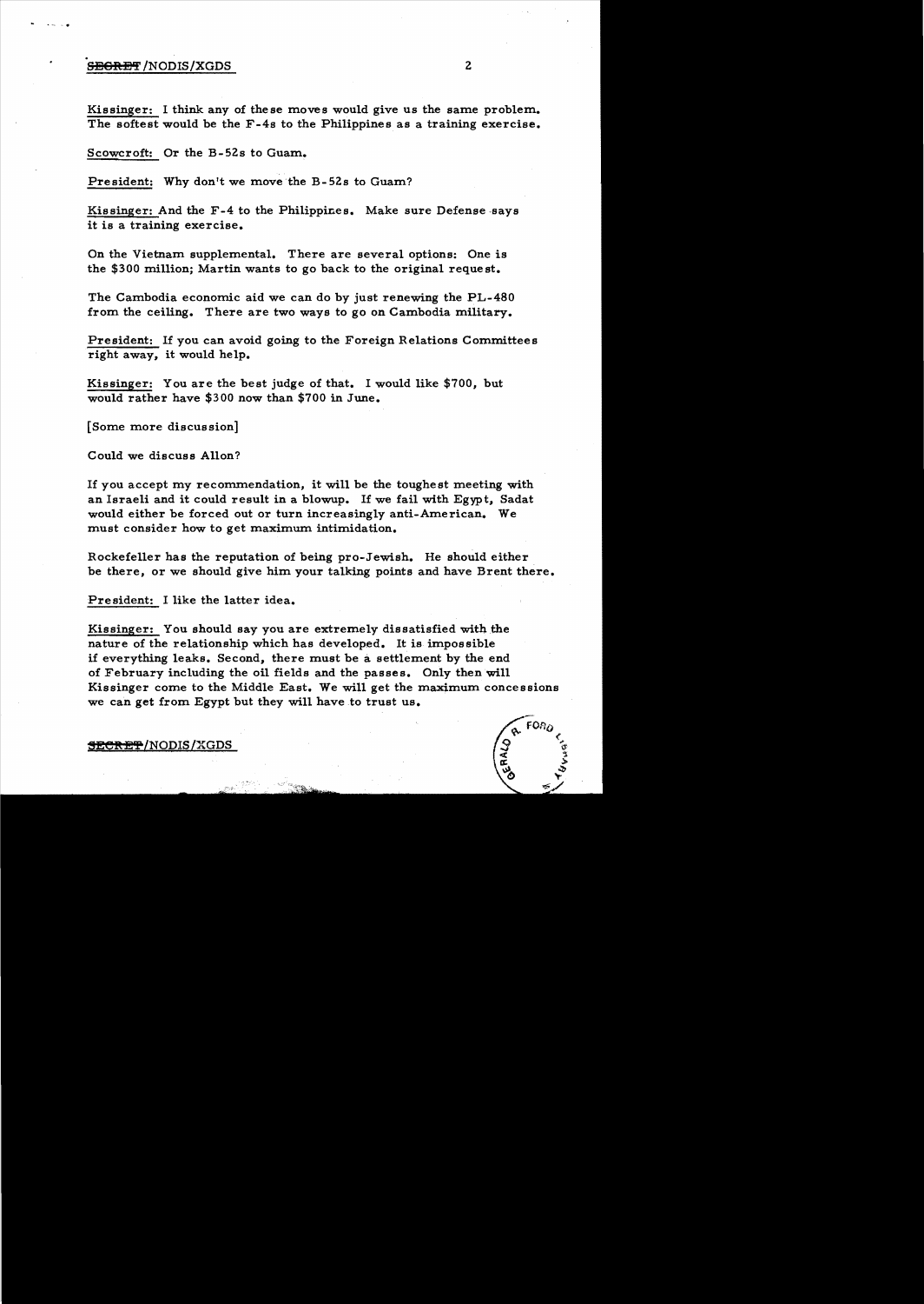Kissinger: I think any of these moves would give us the same problem. The softest would be the F-4s to the Philippines as a training exercise.

Scowcroft: Or the B-52s to Guam.

President: Why don't we move the B-52s to Guam?

Kissinger: And the F-4 to the Philippines. Make sure Defense says it is a training exercise.

On the Vietnam supplemental. There are several options: One is the $300 million; Martin wants to go back to the original request.

The Cambodia economic aid we can do by just renewing the PL-480 from the ceiling. There are two ways to go on Cambodia military.

President: If you can avoid going to the Foreign Relations Committees right away, it would help.

Kissinger: You are the best judge of that. I would like $700, but would rather have $300 now than $700 in June.

[Some more discussion]

Could we discuss Allon?

If you accept my recommendation, it will be the toughest meeting with an Israeli and it could result in a blowup. If we fail with Egypt, Sadat would either be forced out or turn increasingly anti-American. We must consider how to get maximum intimidation.

Rockefeller has the reputation of being pro-Jewish. He should either be there, or we should give him your talking points and have Brent there.

President: I like the latter idea.

Kissinger: You should say you are extremely dissatisfied with the nature of the relationship which has developed. It is impossible if everything leaks. Second, there must be a settlement by the end of February including the oil fields and the passes. Only then will Kissinger come to the Middle East. We will get the maximum concessions we can get from Egypt but they will have to trust us.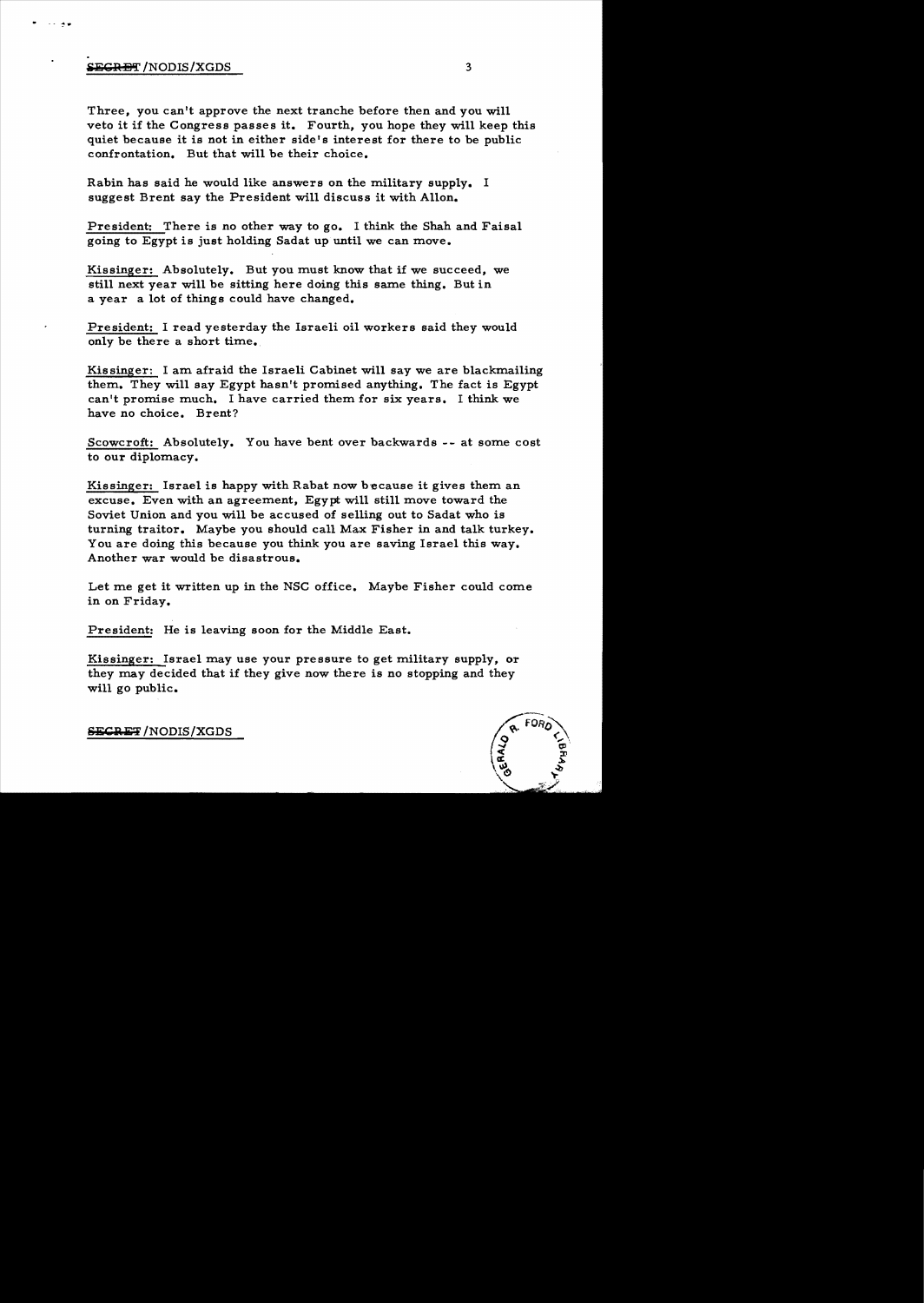Three, you can't approve the next tranche before then and you will veto it if the Congress passes it. Fourth, you hope they will keep this quiet because it is not in either side's interest for there to be public confrontation. But that will be their choice.

Rabin has said he would like answers on the military supply. I suggest Brent say the President will discuss it with Allon.

President: There is no other way to go. I think the Shah and Faisal going to Egypt is just holding Sadat up until we can move.

Kissinger: Absolutely. But you must know that if we succeed, we still next year will be sitting here doing this same thing. But in a year a lot of things could have changed.

President: I read yesterday the Israeli oil workers said they would only be there a short time.

Kissinger: I am afraid the Israeli Cabinet will say we are blackmailing them. They will say Egypt hasn't promised anything. The fact is Egypt can't promise much. I have carried them for six years. I think we have no choice. Brent?

Scowcroft: Absolutely. You have bent over backwards -- at some cost to our diplomacy.

Kissinger: Israel is happy with Rabat now because it gives them an excuse. Even with an agreement, Egypt will still move toward the Soviet Union and you will be accused of selling out to Sadat who is turning traitor. Maybe you should call Max Fisher in and talk turkey. You are doing this because you think you are saving Israel this way. Another war would be disastrous.

Let me get it written up in the NSC office. Maybe Fisher could come in on Friday.

President: He is leaving soon for the Middle East.

Kissinger: Israel may use your pressure to get military supply, or they may decided that if they give now there is no stopping and they will go public.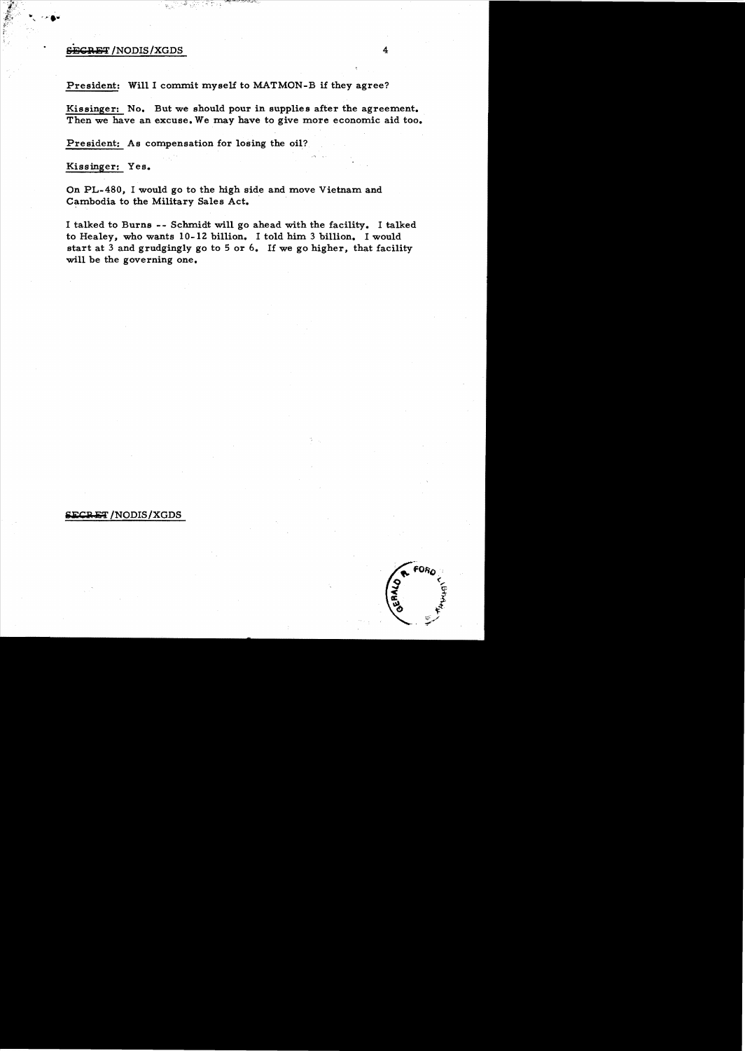President: Will I commit myself to MATMON-B if they agree?

Kissinger: No. But we should pour in supplies after the agreement. Then we have an excuse. We may have to give more economic aid too.

President: As compensation for losing the oil?

Kissinger: Yes.

On PL-480, I would go to the high side and move Vietnam and Cambodia to the Military Sales Act.

I talked to Burns -- Schmidt will go ahead with the facility. I talked to Healey, who wants 10-12 billion. I told him 3 billion. I would start at 3 and grudgingly go to 5 or 6. If we go higher, that facility will be the governing one.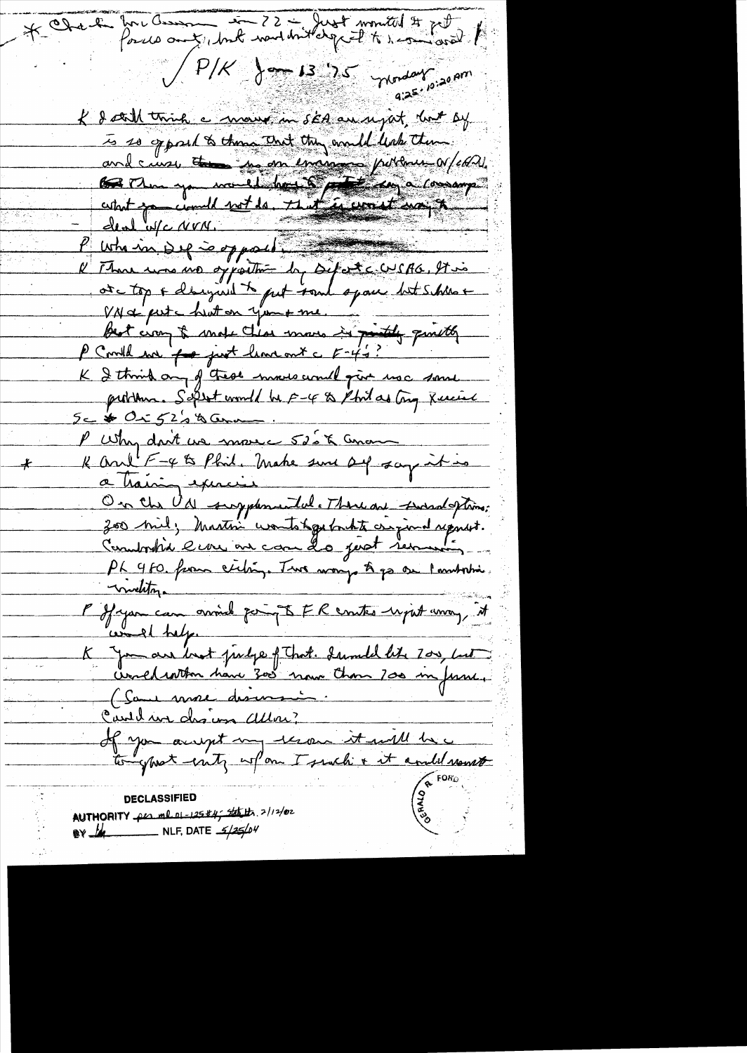* Check for Cessna in 72 – Just wanted to get forces out, but wouldn't expect to b... avoid.

P/K Jan 13 '75 Monday 9:25-10:20 am

K I still think a move in SEA ass... but Def is so opposed to them that they would leak them and cause them in an enormous problem w/Cong. Then you would have to put...a campaign what you would not do. That is worst way to deal w/c NVN.

P Who in Def is opposed.

K There was no opposition by Def at WSAG. It is at top & designed to put some space but Schles & VN at put blame on you & me.

Best way to make these moves is quietly quietly.

P Could we just lean out c F-4's?

K I think any of these moves would give us some problem. Safest would be F-4 to Phil as Larg. Second  O c 52's to Guam.

P Why don't we move c 52's to Guam

\* K And F-4 to Phil. Make sure Def say it is a training exercise.

On the VN supplemental. There are several options: 300 mil; Martin wants to go back to original request. Cambodia: We are considering just reprog PL 480 from ceiling. Two ways to go on Cambodia violation.

P If you can avoid going to FR under legit anyway, it would help.

K You are best judge of that. I would like 200, but would rather have 300 now than 700 in June.

(Some more discussion.

Could we discuss Allon?

If you accept my reason it will be a toughest unity w/ one I reach & it could result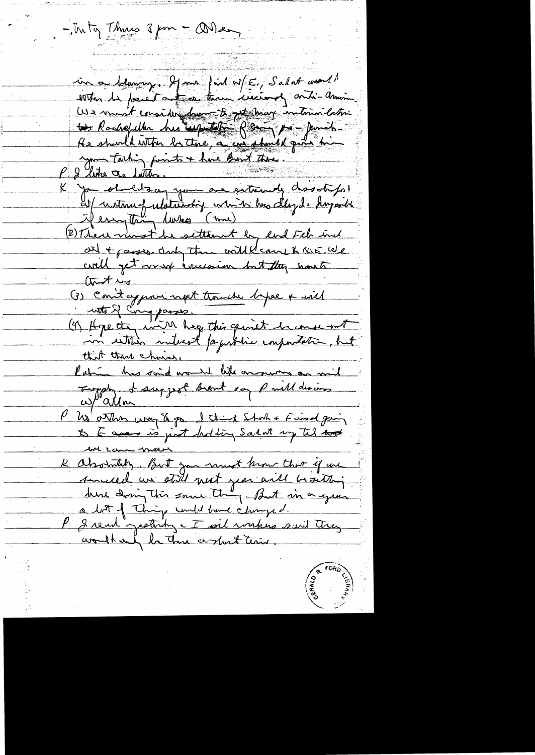- Into Thurs 3 pm - Allon

in a blowup. If we fail w/ E., Sadat won't either be forced out or turn viciously anti-American. We must consider how to get more intimidation ~~to~~ Rockefeller has reputation of being pro-Jewish. He should either be there, or we should give him your talking points & have Brent there.

P I like the latter.

K You should say you are extremely dissatisfied w/ nature of relationship which has delayed. Reappraisal if everything lacks (true)

(2) There must be settlement by end Feb and all + passes. Only then will K come to ME. We will get more concession but they want that way

(3) Can't approve next tranche before & will veto if Cong passes.

(4) Hope they will keep this quiet because not in either interest for public confrontation, but that their choice.

Rabin has said would like answers on mil supply. I suggest Brent say P will discuss w/ Allon

P No other way to go. I think Shah & Faisal going to E are is just holding Sadat up til we can move

K Absolutely. But you must know that if we succeed we still next year will be sitting here doing this same thing. But in a year a lot of things could have changed.

P I read yesterday a I sid worker said they would only be there a short time.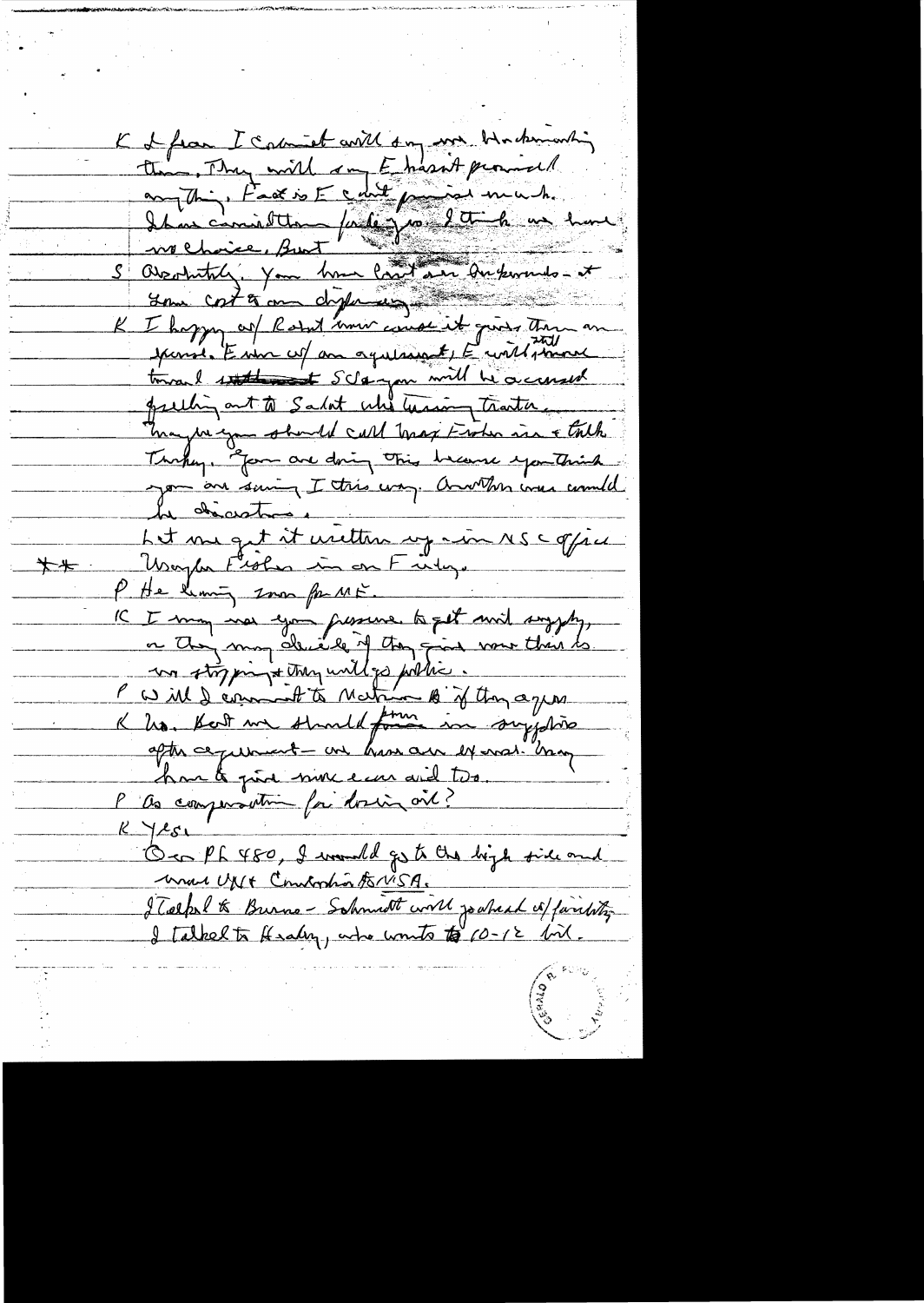K I fear I Cabinet will say we blackmailing them. They will say E hasn't promised anything. Fact is E can't promise much. I have considered this failing so I think we have no choice. But

S Absolutely. You have lost our Israeli friends - it you cost you our diplomacy.

K I happy w/ Rabat now cause it gives them an excuse. E now w/ an agreement, E will still move toward settlement. S Say you will be accused of selling out to Sadat who is running Israel. Maybe you should call Max Fisher in & talk turkey. You are doing this because you think you are saving I this way. Another war would be disastrous.

Let me get it written up - in NSC office

** Maybe Fisher in on Friday.

P He leaving soon for ME.

K I may use your pressure to get mil supply, or they may decide if they give more there is no stopping & they will go public.

P Will I commit to Mahon [?] if they agree

K No. But we should focus on supplies after agreement - we have our leverage. May have to give more econ aid too.

P As compensation for losing oil?

K Yes.

On PL 480, I would go to the high side and want UN & Contribution to UNSA.

I talked to Burns - Schmidt will go ahead w/ facility. I talked to Healey, who wants 10-12 bil.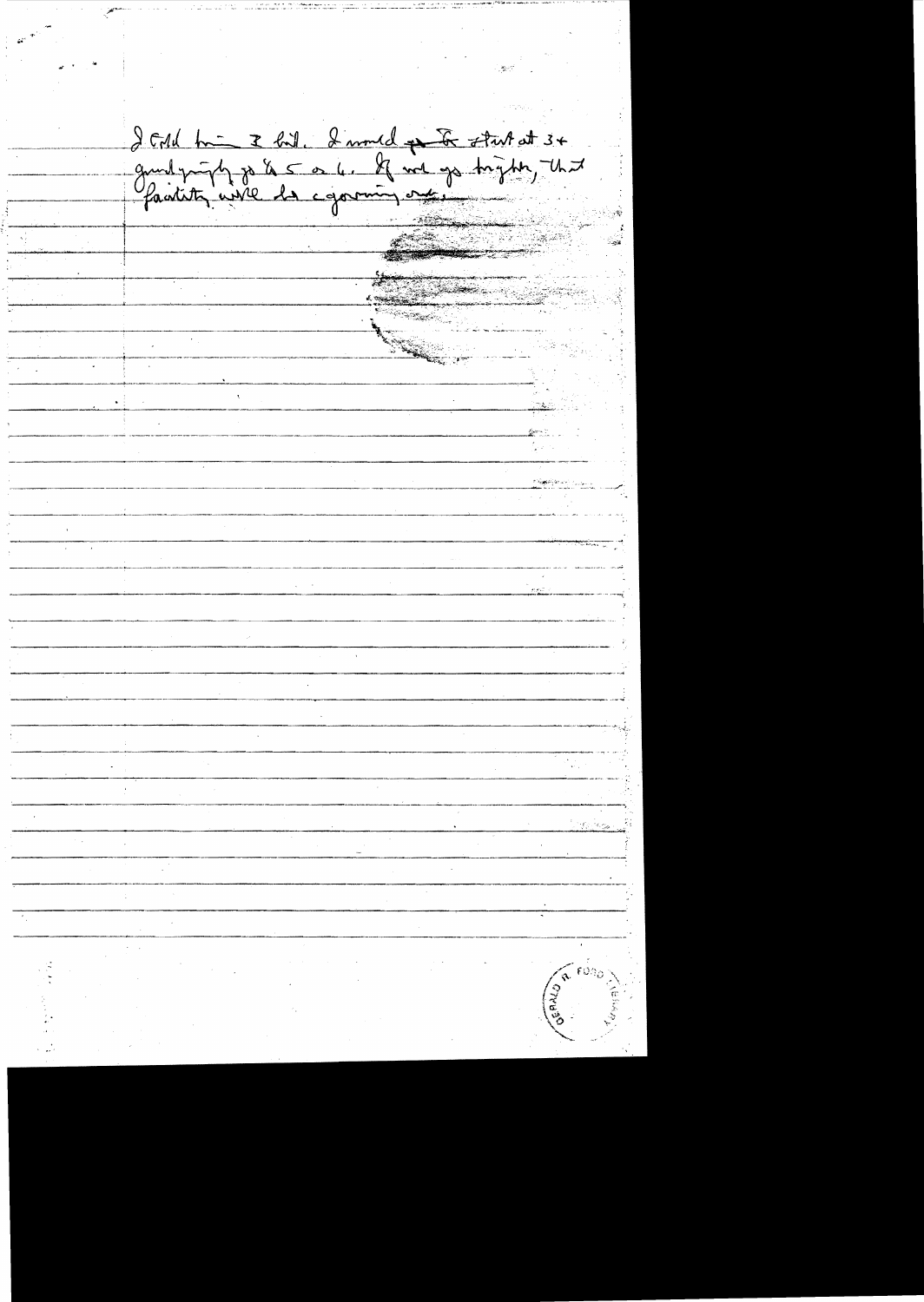I told him 3 bill. I would go to start at 3+ gradually go to 5 or 6. If we go higher, that facility will be yawning out.